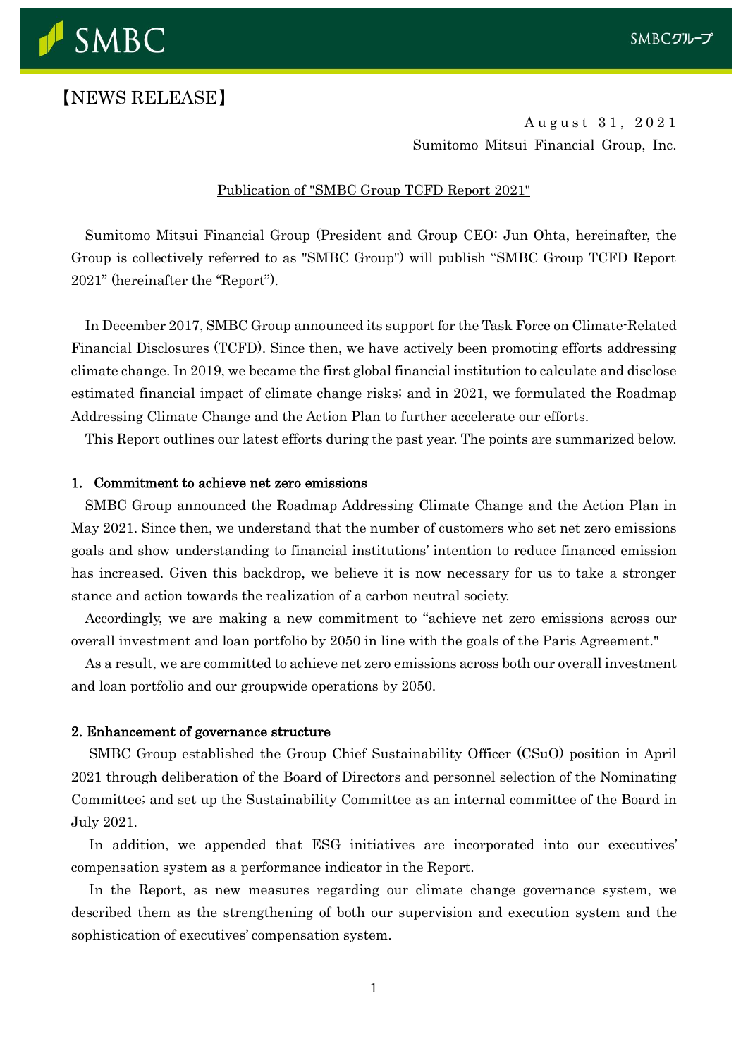【NEWS RELEASE】

August 31, 2021
Sumitomo Mitsui Financial Group, Inc.

# Publication of "SMBC Group TCFD Report 2021"

Sumitomo Mitsui Financial Group (President and Group CEO: Jun Ohta, hereinafter, the Group is collectively referred to as "SMBC Group") will publish "SMBC Group TCFD Report 2021" (hereinafter the "Report").

In December 2017, SMBC Group announced its support for the Task Force on Climate-Related Financial Disclosures (TCFD). Since then, we have actively been promoting efforts addressing climate change. In 2019, we became the first global financial institution to calculate and disclose estimated financial impact of climate change risks; and in 2021, we formulated the Roadmap Addressing Climate Change and the Action Plan to further accelerate our efforts.

This Report outlines our latest efforts during the past year. The points are summarized below.

## 1. Commitment to achieve net zero emissions

SMBC Group announced the Roadmap Addressing Climate Change and the Action Plan in May 2021. Since then, we understand that the number of customers who set net zero emissions goals and show understanding to financial institutions' intention to reduce financed emission has increased. Given this backdrop, we believe it is now necessary for us to take a stronger stance and action towards the realization of a carbon neutral society.

Accordingly, we are making a new commitment to "achieve net zero emissions across our overall investment and loan portfolio by 2050 in line with the goals of the Paris Agreement."

As a result, we are committed to achieve net zero emissions across both our overall investment and loan portfolio and our groupwide operations by 2050.

## 2. Enhancement of governance structure

SMBC Group established the Group Chief Sustainability Officer (CSuO) position in April 2021 through deliberation of the Board of Directors and personnel selection of the Nominating Committee; and set up the Sustainability Committee as an internal committee of the Board in July 2021.

In addition, we appended that ESG initiatives are incorporated into our executives' compensation system as a performance indicator in the Report.

In the Report, as new measures regarding our climate change governance system, we described them as the strengthening of both our supervision and execution system and the sophistication of executives' compensation system.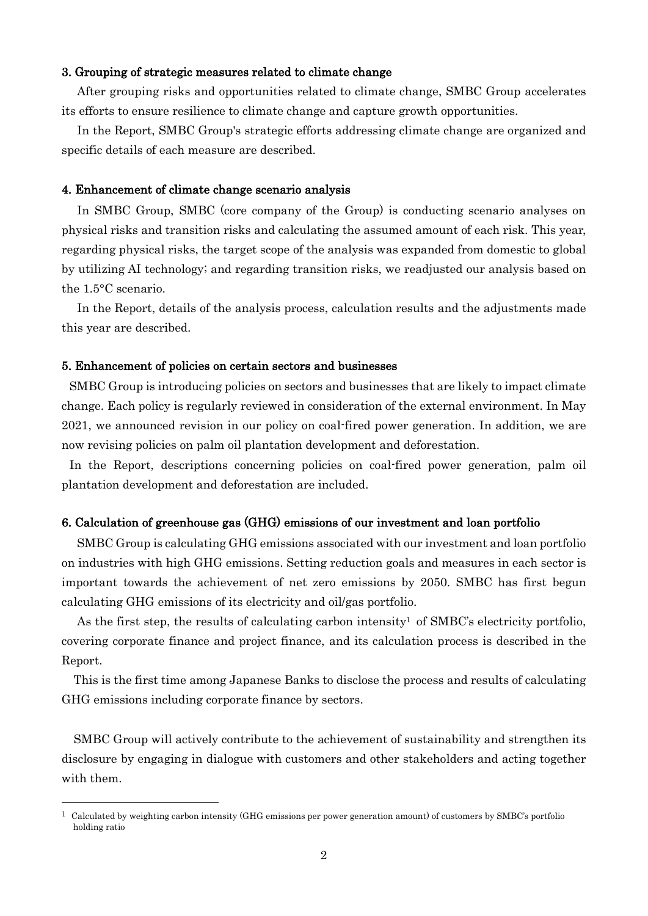#### 3. Grouping of strategic measures related to climate change

After grouping risks and opportunities related to climate change, SMBC Group accelerates its efforts to ensure resilience to climate change and capture growth opportunities.

In the Report, SMBC Group's strategic efforts addressing climate change are organized and specific details of each measure are described.

#### 4. Enhancement of climate change scenario analysis

In SMBC Group, SMBC (core company of the Group) is conducting scenario analyses on physical risks and transition risks and calculating the assumed amount of each risk. This year, regarding physical risks, the target scope of the analysis was expanded from domestic to global by utilizing AI technology; and regarding transition risks, we readjusted our analysis based on the 1.5°C scenario.

In the Report, details of the analysis process, calculation results and the adjustments made this year are described.

#### 5. Enhancement of policies on certain sectors and businesses

SMBC Group is introducing policies on sectors and businesses that are likely to impact climate change. Each policy is regularly reviewed in consideration of the external environment. In May 2021, we announced revision in our policy on coal-fired power generation. In addition, we are now revising policies on palm oil plantation development and deforestation.

In the Report, descriptions concerning policies on coal-fired power generation, palm oil plantation development and deforestation are included.

#### 6. Calculation of greenhouse gas (GHG) emissions of our investment and loan portfolio

SMBC Group is calculating GHG emissions associated with our investment and loan portfolio on industries with high GHG emissions. Setting reduction goals and measures in each sector is important towards the achievement of net zero emissions by 2050. SMBC has first begun calculating GHG emissions of its electricity and oil/gas portfolio.

As the first step, the results of calculating carbon intensity[1] of SMBC's electricity portfolio, covering corporate finance and project finance, and its calculation process is described in the Report.

This is the first time among Japanese Banks to disclose the process and results of calculating GHG emissions including corporate finance by sectors.

SMBC Group will actively contribute to the achievement of sustainability and strengthen its disclosure by engaging in dialogue with customers and other stakeholders and acting together with them.

---

[1] Calculated by weighting carbon intensity (GHG emissions per power generation amount) of customers by SMBC's portfolio holding ratio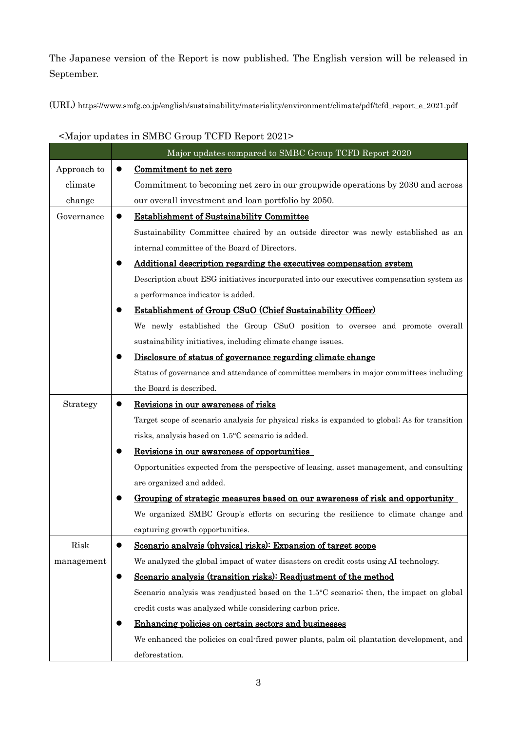The Japanese version of the Report is now published. The English version will be released in September.

(URL) https://www.smfg.co.jp/english/sustainability/materiality/environment/climate/pdf/tcfd_report_e_2021.pdf

<Major updates in SMBC Group TCFD Report 2021>

| | Major updates compared to SMBC Group TCFD Report 2020 |
|---|---|
| Approach to climate change | ● **Commitment to net zero**<br>Commitment to becoming net zero in our groupwide operations by 2030 and across our overall investment and loan portfolio by 2050. |
| Governance | ● **Establishment of Sustainability Committee**<br>Sustainability Committee chaired by an outside director was newly established as an internal committee of the Board of Directors.<br>● **Additional description regarding the executives compensation system**<br>Description about ESG initiatives incorporated into our executives compensation system as a performance indicator is added.<br>● **Establishment of Group CSuO (Chief Sustainability Officer)**<br>We newly established the Group CSuO position to oversee and promote overall sustainability initiatives, including climate change issues.<br>● **Disclosure of status of governance regarding climate change**<br>Status of governance and attendance of committee members in major committees including the Board is described. |
| Strategy | ● **Revisions in our awareness of risks**<br>Target scope of scenario analysis for physical risks is expanded to global; As for transition risks, analysis based on 1.5°C scenario is added.<br>● **Revisions in our awareness of opportunities**<br>Opportunities expected from the perspective of leasing, asset management, and consulting are organized and added.<br>● **Grouping of strategic measures based on our awareness of risk and opportunity**<br>We organized SMBC Group's efforts on securing the resilience to climate change and capturing growth opportunities. |
| Risk management | ● **Scenario analysis (physical risks): Expansion of target scope**<br>We analyzed the global impact of water disasters on credit costs using AI technology.<br>● **Scenario analysis (transition risks): Readjustment of the method**<br>Scenario analysis was readjusted based on the 1.5°C scenario; then, the impact on global credit costs was analyzed while considering carbon price.<br>● **Enhancing policies on certain sectors and businesses**<br>We enhanced the policies on coal-fired power plants, palm oil plantation development, and deforestation. |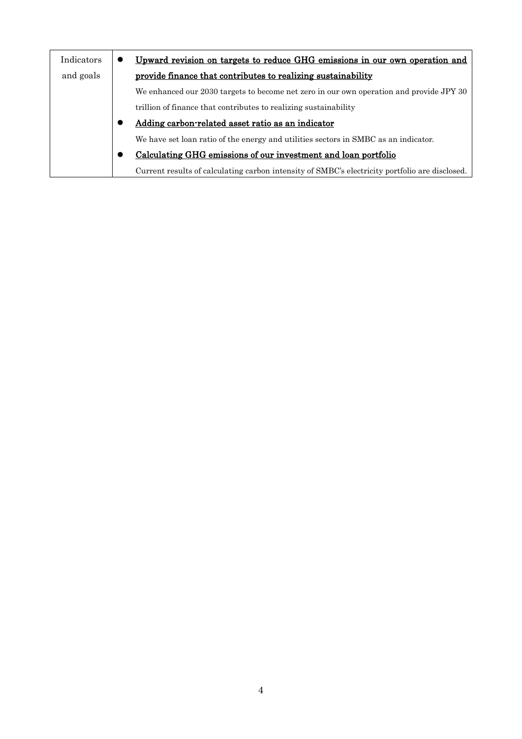| | |
|---|---|
| Indicators and goals | • **Upward revision on targets to reduce GHG emissions in our own operation and provide finance that contributes to realizing sustainability**<br>We enhanced our 2030 targets to become net zero in our own operation and provide JPY 30 trillion of finance that contributes to realizing sustainability<br>• **Adding carbon-related asset ratio as an indicator**<br>We have set loan ratio of the energy and utilities sectors in SMBC as an indicator.<br>• **Calculating GHG emissions of our investment and loan portfolio**<br>Current results of calculating carbon intensity of SMBC's electricity portfolio are disclosed. |